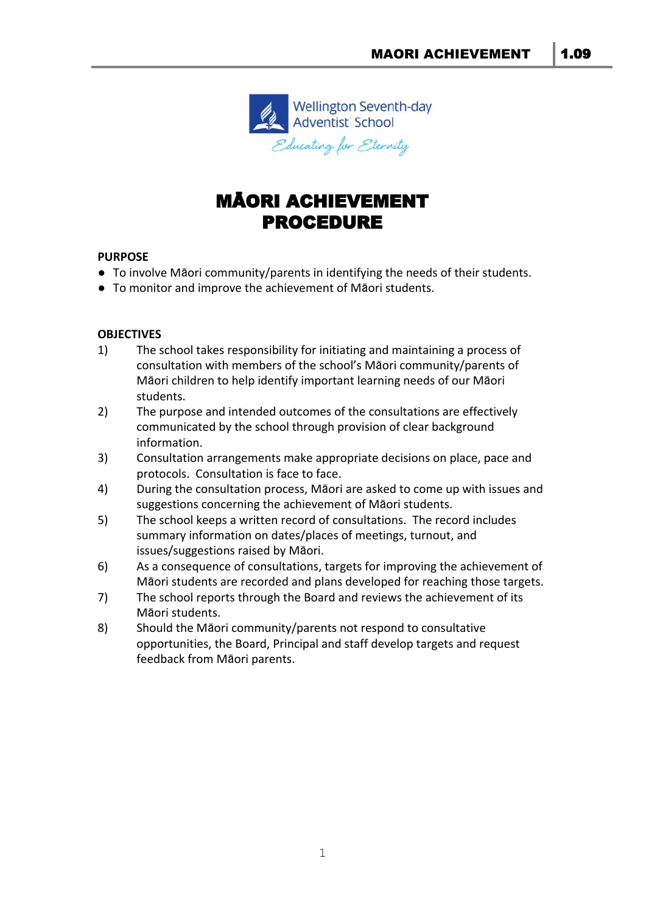Wellington Seventh-day Adventist School

*Educating for Eternity*

# MĀORI ACHIEVEMENT PROCEDURE

**PURPOSE**

- To involve Māori community/parents in identifying the needs of their students.
- To monitor and improve the achievement of Māori students.

**OBJECTIVES**

1) The school takes responsibility for initiating and maintaining a process of consultation with members of the school's Māori community/parents of Māori children to help identify important learning needs of our Māori students.
2) The purpose and intended outcomes of the consultations are effectively communicated by the school through provision of clear background information.
3) Consultation arrangements make appropriate decisions on place, pace and protocols. Consultation is face to face.
4) During the consultation process, Māori are asked to come up with issues and suggestions concerning the achievement of Māori students.
5) The school keeps a written record of consultations. The record includes summary information on dates/places of meetings, turnout, and issues/suggestions raised by Māori.
6) As a consequence of consultations, targets for improving the achievement of Māori students are recorded and plans developed for reaching those targets.
7) The school reports through the Board and reviews the achievement of its Māori students.
8) Should the Māori community/parents not respond to consultative opportunities, the Board, Principal and staff develop targets and request feedback from Māori parents.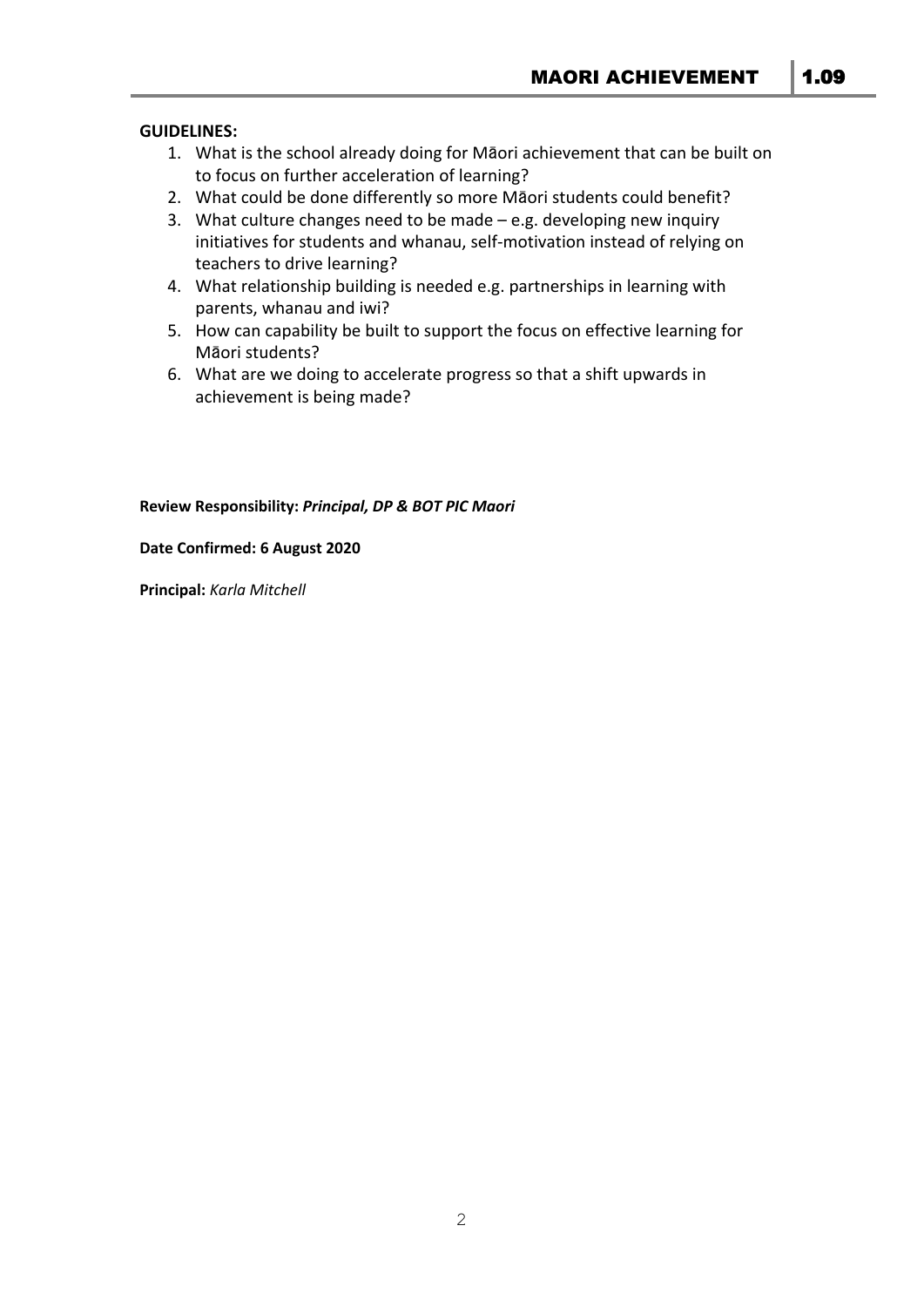**GUIDELINES:**

1. What is the school already doing for Māori achievement that can be built on to focus on further acceleration of learning?
2. What could be done differently so more Māori students could benefit?
3. What culture changes need to be made – e.g. developing new inquiry initiatives for students and whanau, self-motivation instead of relying on teachers to drive learning?
4. What relationship building is needed e.g. partnerships in learning with parents, whanau and iwi?
5. How can capability be built to support the focus on effective learning for Māori students?
6. What are we doing to accelerate progress so that a shift upwards in achievement is being made?

**Review Responsibility:** ***Principal, DP & BOT PIC Maori***

**Date Confirmed: 6 August 2020**

**Principal:** *Karla Mitchell*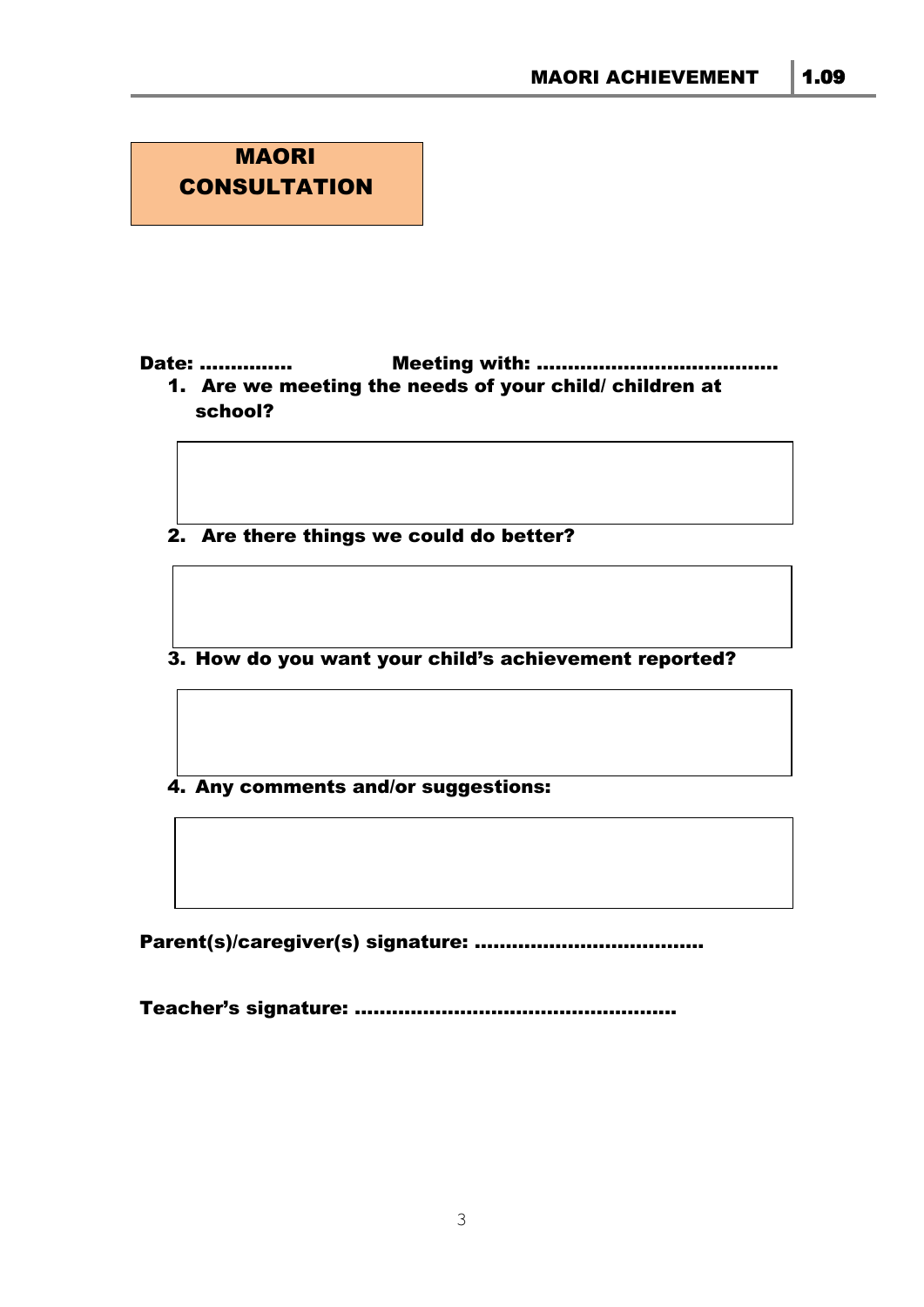# MAORI CONSULTATION

**Date:** ..............                **Meeting with:** ......................................

1. **Are we meeting the needs of your child/ children at school?**

2. **Are there things we could do better?**

3. **How do you want your child's achievement reported?**

4. **Any comments and/or suggestions:**

**Parent(s)/caregiver(s) signature:** ....................................

**Teacher's signature:** ...................................................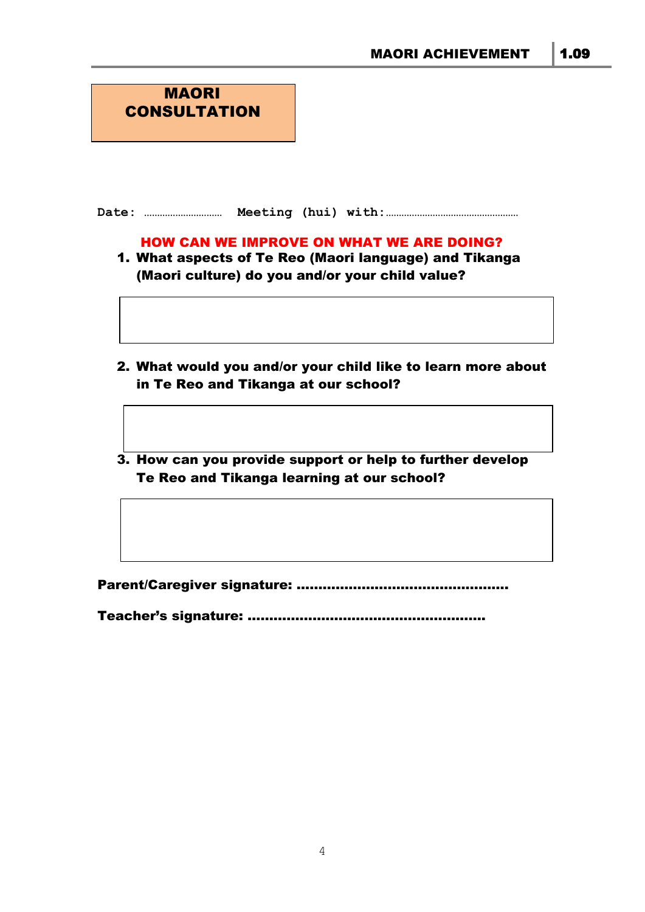# MAORI CONSULTATION

**Date:** ……………………… **Meeting (hui) with:**……………………………………………

## HOW CAN WE IMPROVE ON WHAT WE ARE DOING?

1. **What aspects of Te Reo (Maori language) and Tikanga (Maori culture) do you and/or your child value?**

2. **What would you and/or your child like to learn more about in Te Reo and Tikanga at our school?**

3. **How can you provide support or help to further develop Te Reo and Tikanga learning at our school?**

**Parent/Caregiver signature: ……………………………………………**

**Teacher's signature: ……………………………………………….**